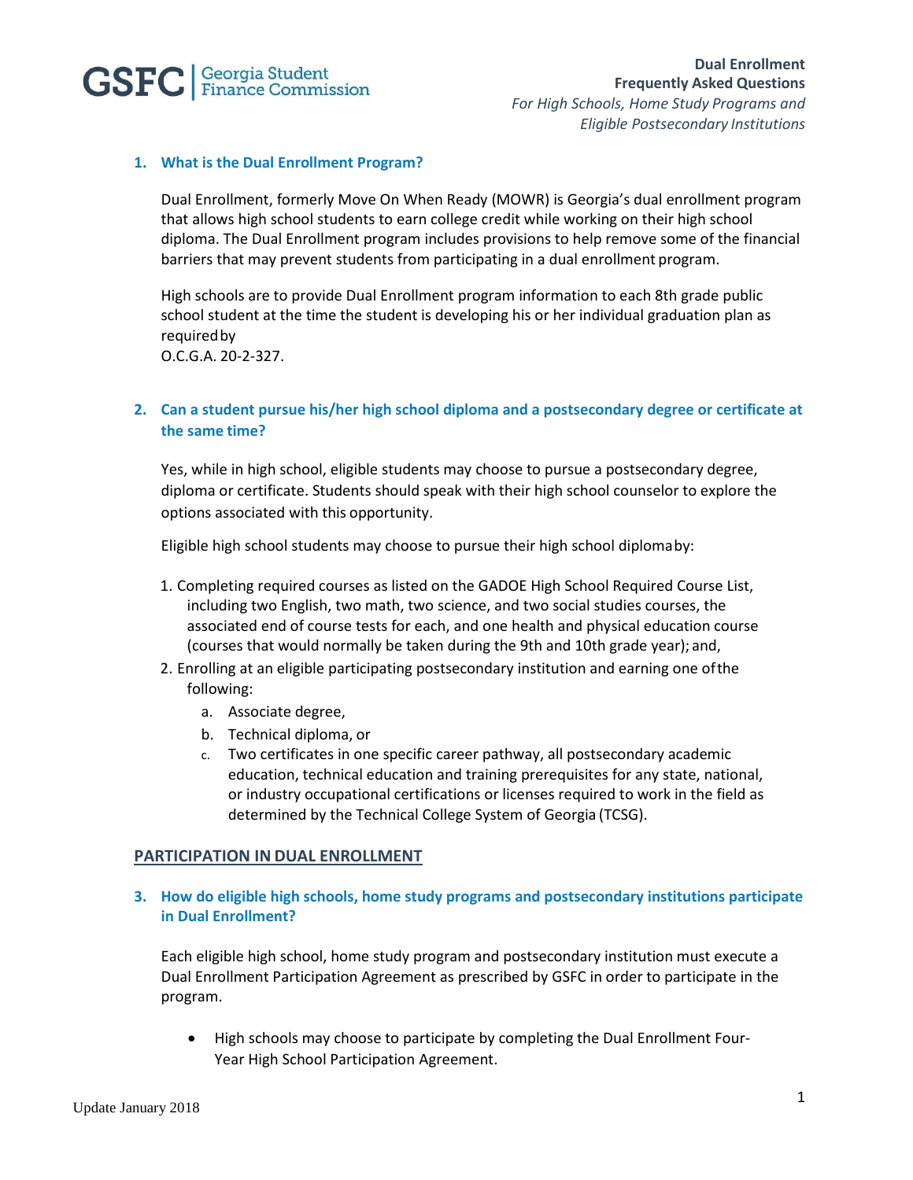# Dual Enrollment Frequently Asked Questions

*For High Schools, Home Study Programs and Eligible Postsecondary Institutions*

### 1. What is the Dual Enrollment Program?

Dual Enrollment, formerly Move On When Ready (MOWR) is Georgia's dual enrollment program that allows high school students to earn college credit while working on their high school diploma. The Dual Enrollment program includes provisions to help remove some of the financial barriers that may prevent students from participating in a dual enrollment program.

High schools are to provide Dual Enrollment program information to each 8th grade public school student at the time the student is developing his or her individual graduation plan as required by O.C.G.A. 20-2-327.

### 2. Can a student pursue his/her high school diploma and a postsecondary degree or certificate at the same time?

Yes, while in high school, eligible students may choose to pursue a postsecondary degree, diploma or certificate. Students should speak with their high school counselor to explore the options associated with this opportunity.

Eligible high school students may choose to pursue their high school diploma by:

1. Completing required courses as listed on the GADOE High School Required Course List, including two English, two math, two science, and two social studies courses, the associated end of course tests for each, and one health and physical education course (courses that would normally be taken during the 9th and 10th grade year); and,
2. Enrolling at an eligible participating postsecondary institution and earning one of the following:
   a. Associate degree,
   b. Technical diploma, or
   c. Two certificates in one specific career pathway, all postsecondary academic education, technical education and training prerequisites for any state, national, or industry occupational certifications or licenses required to work in the field as determined by the Technical College System of Georgia (TCSG).

## PARTICIPATION IN DUAL ENROLLMENT

### 3. How do eligible high schools, home study programs and postsecondary institutions participate in Dual Enrollment?

Each eligible high school, home study program and postsecondary institution must execute a Dual Enrollment Participation Agreement as prescribed by GSFC in order to participate in the program.

- High schools may choose to participate by completing the Dual Enrollment Four-Year High School Participation Agreement.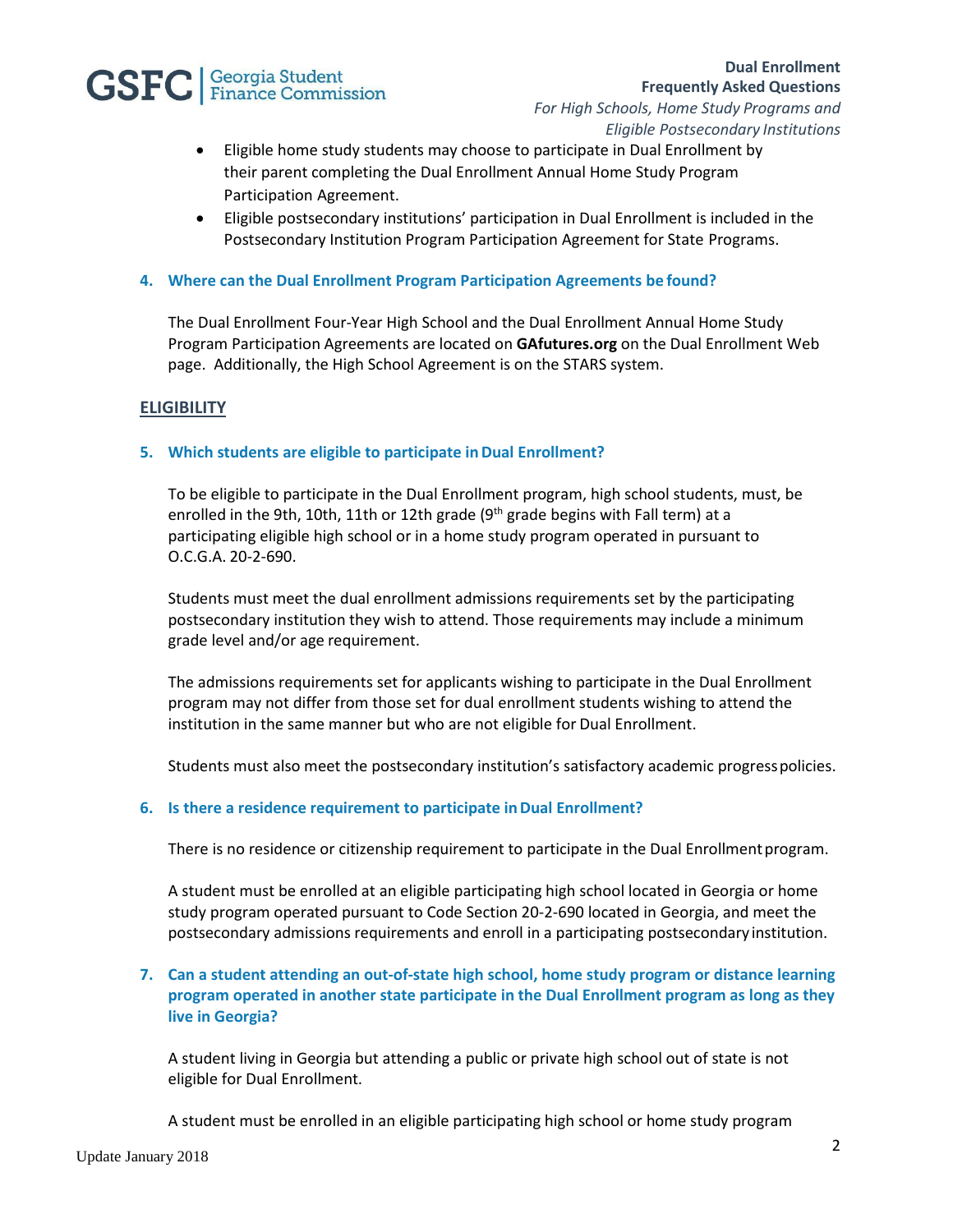- Eligible home study students may choose to participate in Dual Enrollment by their parent completing the Dual Enrollment Annual Home Study Program Participation Agreement.
- Eligible postsecondary institutions' participation in Dual Enrollment is included in the Postsecondary Institution Program Participation Agreement for State Programs.

### 4. Where can the Dual Enrollment Program Participation Agreements be found?

The Dual Enrollment Four-Year High School and the Dual Enrollment Annual Home Study Program Participation Agreements are located on **GAfutures.org** on the Dual Enrollment Web page. Additionally, the High School Agreement is on the STARS system.

## ELIGIBILITY

### 5. Which students are eligible to participate in Dual Enrollment?

To be eligible to participate in the Dual Enrollment program, high school students, must, be enrolled in the 9th, 10th, 11th or 12th grade (9th grade begins with Fall term) at a participating eligible high school or in a home study program operated in pursuant to O.C.G.A. 20-2-690.

Students must meet the dual enrollment admissions requirements set by the participating postsecondary institution they wish to attend. Those requirements may include a minimum grade level and/or age requirement.

The admissions requirements set for applicants wishing to participate in the Dual Enrollment program may not differ from those set for dual enrollment students wishing to attend the institution in the same manner but who are not eligible for Dual Enrollment.

Students must also meet the postsecondary institution's satisfactory academic progress policies.

### 6. Is there a residence requirement to participate in Dual Enrollment?

There is no residence or citizenship requirement to participate in the Dual Enrollment program.

A student must be enrolled at an eligible participating high school located in Georgia or home study program operated pursuant to Code Section 20-2-690 located in Georgia, and meet the postsecondary admissions requirements and enroll in a participating postsecondary institution.

### 7. Can a student attending an out-of-state high school, home study program or distance learning program operated in another state participate in the Dual Enrollment program as long as they live in Georgia?

A student living in Georgia but attending a public or private high school out of state is not eligible for Dual Enrollment.

A student must be enrolled in an eligible participating high school or home study program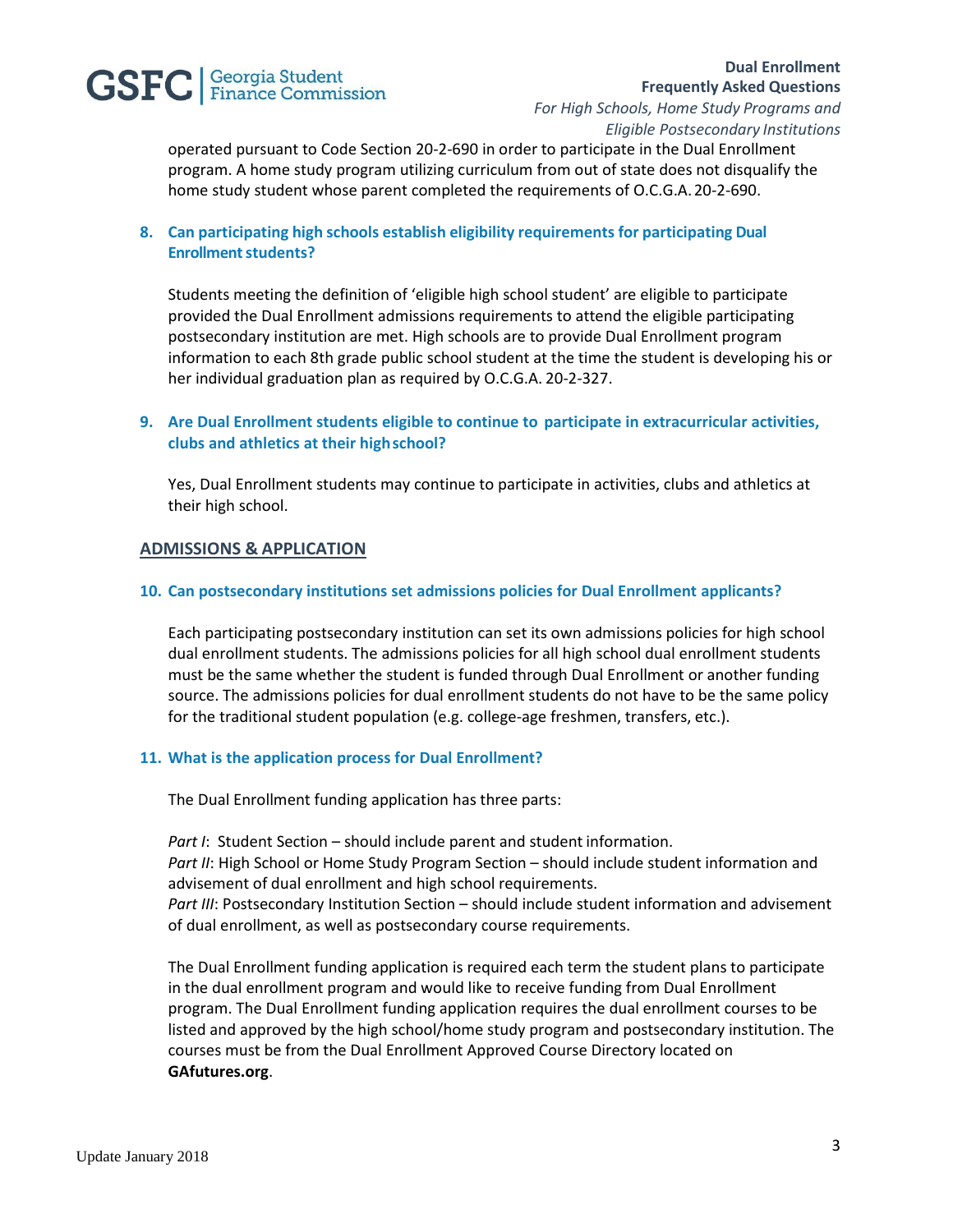operated pursuant to Code Section 20-2-690 in order to participate in the Dual Enrollment program. A home study program utilizing curriculum from out of state does not disqualify the home study student whose parent completed the requirements of O.C.G.A. 20-2-690.

### 8. Can participating high schools establish eligibility requirements for participating Dual Enrollment students?

Students meeting the definition of 'eligible high school student' are eligible to participate provided the Dual Enrollment admissions requirements to attend the eligible participating postsecondary institution are met. High schools are to provide Dual Enrollment program information to each 8th grade public school student at the time the student is developing his or her individual graduation plan as required by O.C.G.A. 20-2-327.

### 9. Are Dual Enrollment students eligible to continue to participate in extracurricular activities, clubs and athletics at their high school?

Yes, Dual Enrollment students may continue to participate in activities, clubs and athletics at their high school.

## ADMISSIONS & APPLICATION

### 10. Can postsecondary institutions set admissions policies for Dual Enrollment applicants?

Each participating postsecondary institution can set its own admissions policies for high school dual enrollment students. The admissions policies for all high school dual enrollment students must be the same whether the student is funded through Dual Enrollment or another funding source. The admissions policies for dual enrollment students do not have to be the same policy for the traditional student population (e.g. college-age freshmen, transfers, etc.).

### 11. What is the application process for Dual Enrollment?

The Dual Enrollment funding application has three parts:

*Part I*: Student Section – should include parent and student information.
*Part II*: High School or Home Study Program Section – should include student information and advisement of dual enrollment and high school requirements.
*Part III*: Postsecondary Institution Section – should include student information and advisement of dual enrollment, as well as postsecondary course requirements.

The Dual Enrollment funding application is required each term the student plans to participate in the dual enrollment program and would like to receive funding from Dual Enrollment program. The Dual Enrollment funding application requires the dual enrollment courses to be listed and approved by the high school/home study program and postsecondary institution. The courses must be from the Dual Enrollment Approved Course Directory located on **GAfutures.org**.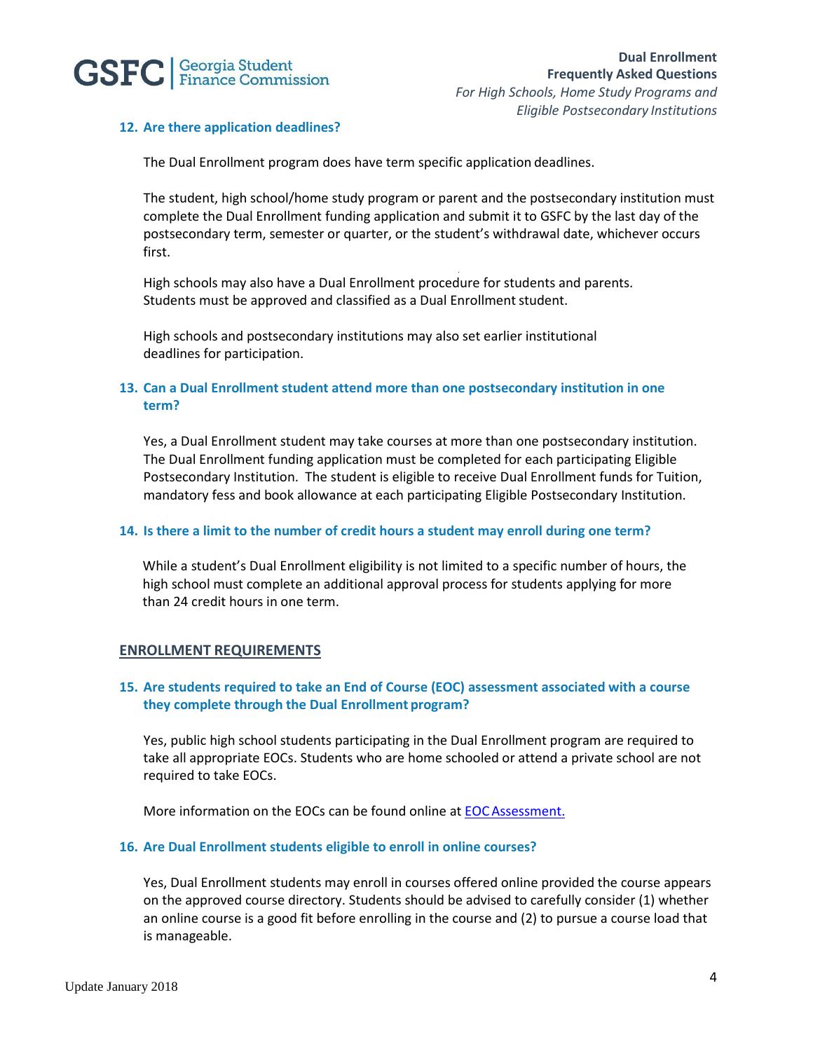### 12. Are there application deadlines?

The Dual Enrollment program does have term specific application deadlines.

The student, high school/home study program or parent and the postsecondary institution must complete the Dual Enrollment funding application and submit it to GSFC by the last day of the postsecondary term, semester or quarter, or the student's withdrawal date, whichever occurs first.

High schools may also have a Dual Enrollment procedure for students and parents. Students must be approved and classified as a Dual Enrollment student.

High schools and postsecondary institutions may also set earlier institutional deadlines for participation.

### 13. Can a Dual Enrollment student attend more than one postsecondary institution in one term?

Yes, a Dual Enrollment student may take courses at more than one postsecondary institution. The Dual Enrollment funding application must be completed for each participating Eligible Postsecondary Institution. The student is eligible to receive Dual Enrollment funds for Tuition, mandatory fess and book allowance at each participating Eligible Postsecondary Institution.

### 14. Is there a limit to the number of credit hours a student may enroll during one term?

While a student's Dual Enrollment eligibility is not limited to a specific number of hours, the high school must complete an additional approval process for students applying for more than 24 credit hours in one term.

## ENROLLMENT REQUIREMENTS

### 15. Are students required to take an End of Course (EOC) assessment associated with a course they complete through the Dual Enrollment program?

Yes, public high school students participating in the Dual Enrollment program are required to take all appropriate EOCs. Students who are home schooled or attend a private school are not required to take EOCs.

More information on the EOCs can be found online at EOC Assessment.

### 16. Are Dual Enrollment students eligible to enroll in online courses?

Yes, Dual Enrollment students may enroll in courses offered online provided the course appears on the approved course directory. Students should be advised to carefully consider (1) whether an online course is a good fit before enrolling in the course and (2) to pursue a course load that is manageable.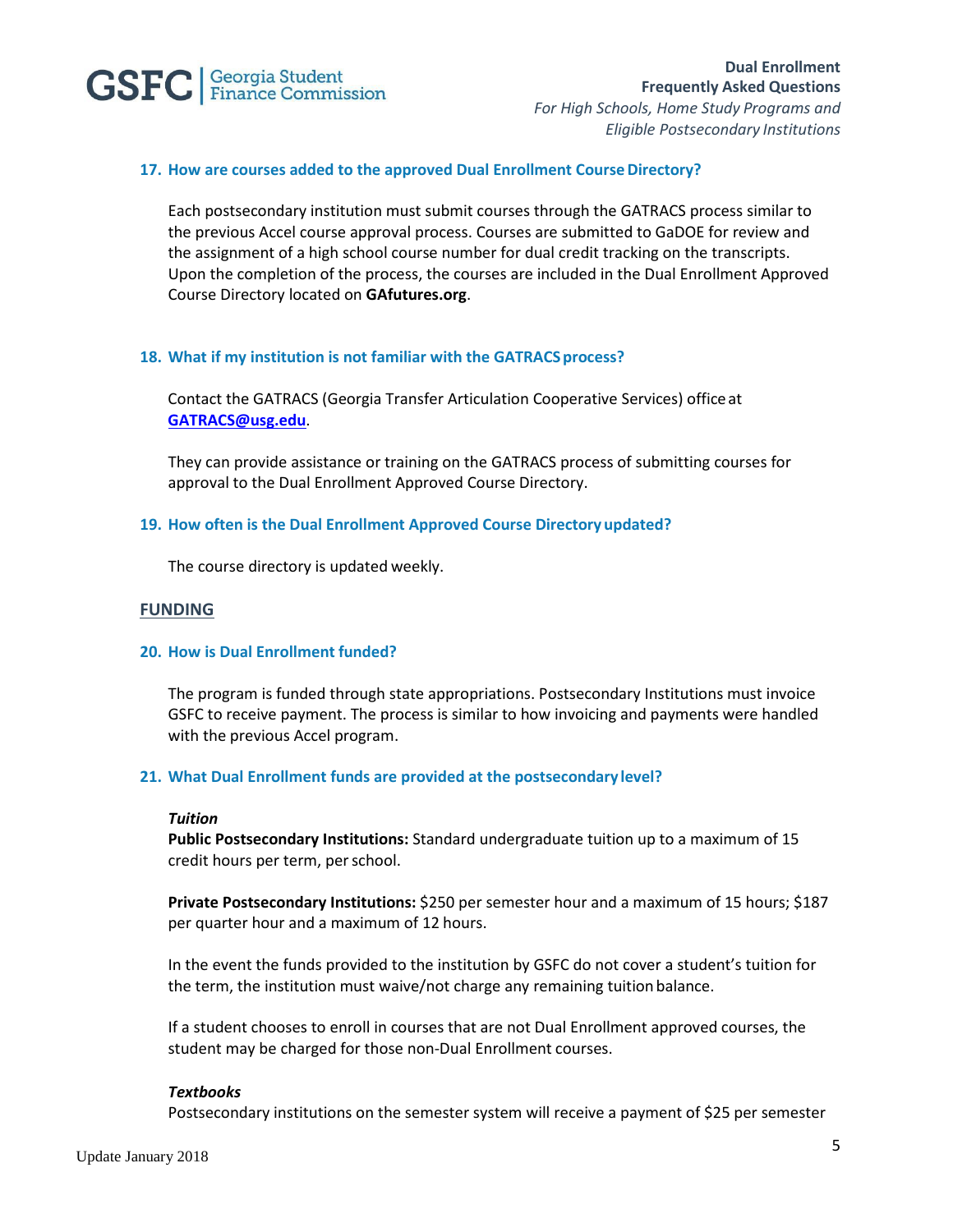### 17. How are courses added to the approved Dual Enrollment Course Directory?

Each postsecondary institution must submit courses through the GATRACS process similar to the previous Accel course approval process. Courses are submitted to GaDOE for review and the assignment of a high school course number for dual credit tracking on the transcripts. Upon the completion of the process, the courses are included in the Dual Enrollment Approved Course Directory located on **GAfutures.org**.

### 18. What if my institution is not familiar with the GATRACS process?

Contact the GATRACS (Georgia Transfer Articulation Cooperative Services) office at **GATRACS@usg.edu**.

They can provide assistance or training on the GATRACS process of submitting courses for approval to the Dual Enrollment Approved Course Directory.

### 19. How often is the Dual Enrollment Approved Course Directory updated?

The course directory is updated weekly.

## FUNDING

### 20. How is Dual Enrollment funded?

The program is funded through state appropriations. Postsecondary Institutions must invoice GSFC to receive payment. The process is similar to how invoicing and payments were handled with the previous Accel program.

### 21. What Dual Enrollment funds are provided at the postsecondary level?

***Tuition***

**Public Postsecondary Institutions:** Standard undergraduate tuition up to a maximum of 15 credit hours per term, per school.

**Private Postsecondary Institutions:** $250 per semester hour and a maximum of 15 hours; $187 per quarter hour and a maximum of 12 hours.

In the event the funds provided to the institution by GSFC do not cover a student's tuition for the term, the institution must waive/not charge any remaining tuition balance.

If a student chooses to enroll in courses that are not Dual Enrollment approved courses, the student may be charged for those non-Dual Enrollment courses.

***Textbooks***

Postsecondary institutions on the semester system will receive a payment of $25 per semester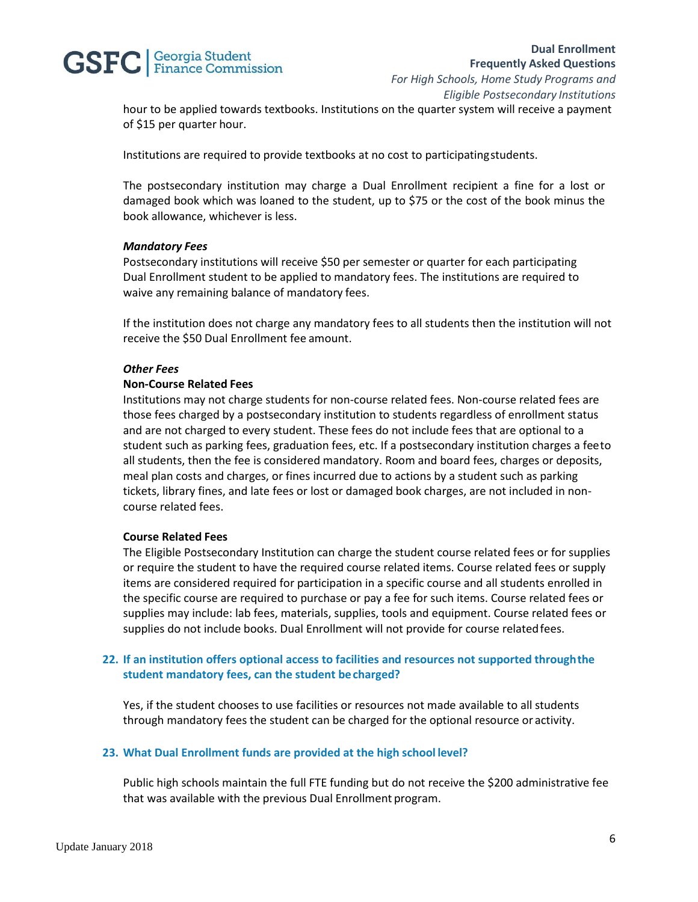hour to be applied towards textbooks. Institutions on the quarter system will receive a payment of $15 per quarter hour.

Institutions are required to provide textbooks at no cost to participating students.

The postsecondary institution may charge a Dual Enrollment recipient a fine for a lost or damaged book which was loaned to the student, up to $75 or the cost of the book minus the book allowance, whichever is less.

***Mandatory Fees***

Postsecondary institutions will receive $50 per semester or quarter for each participating Dual Enrollment student to be applied to mandatory fees. The institutions are required to waive any remaining balance of mandatory fees.

If the institution does not charge any mandatory fees to all students then the institution will not receive the $50 Dual Enrollment fee amount.

***Other Fees***

**Non-Course Related Fees**

Institutions may not charge students for non-course related fees. Non-course related fees are those fees charged by a postsecondary institution to students regardless of enrollment status and are not charged to every student. These fees do not include fees that are optional to a student such as parking fees, graduation fees, etc. If a postsecondary institution charges a fee to all students, then the fee is considered mandatory. Room and board fees, charges or deposits, meal plan costs and charges, or fines incurred due to actions by a student such as parking tickets, library fines, and late fees or lost or damaged book charges, are not included in non-course related fees.

**Course Related Fees**

The Eligible Postsecondary Institution can charge the student course related fees or for supplies or require the student to have the required course related items. Course related fees or supply items are considered required for participation in a specific course and all students enrolled in the specific course are required to purchase or pay a fee for such items. Course related fees or supplies may include: lab fees, materials, supplies, tools and equipment. Course related fees or supplies do not include books. Dual Enrollment will not provide for course related fees.

**22. If an institution offers optional access to facilities and resources not supported through the student mandatory fees, can the student be charged?**

Yes, if the student chooses to use facilities or resources not made available to all students through mandatory fees the student can be charged for the optional resource or activity.

**23. What Dual Enrollment funds are provided at the high school level?**

Public high schools maintain the full FTE funding but do not receive the $200 administrative fee that was available with the previous Dual Enrollment program.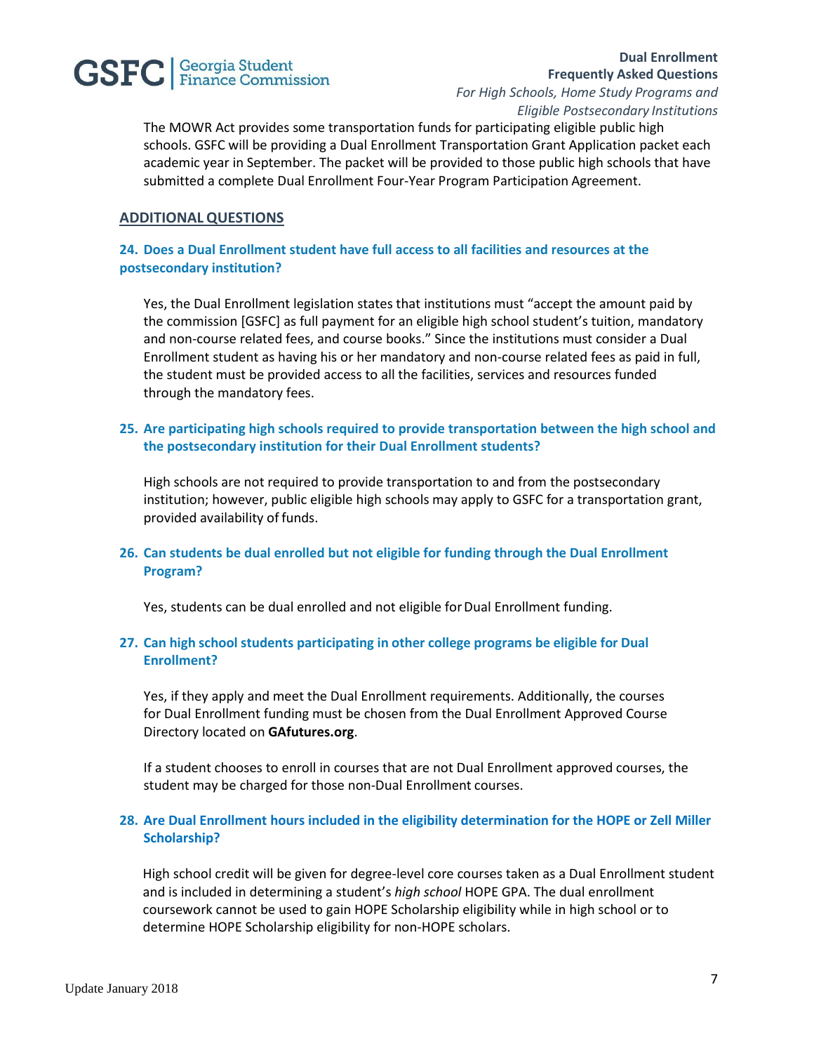The MOWR Act provides some transportation funds for participating eligible public high schools. GSFC will be providing a Dual Enrollment Transportation Grant Application packet each academic year in September. The packet will be provided to those public high schools that have submitted a complete Dual Enrollment Four-Year Program Participation Agreement.

## ADDITIONAL QUESTIONS

### 24. Does a Dual Enrollment student have full access to all facilities and resources at the postsecondary institution?

Yes, the Dual Enrollment legislation states that institutions must "accept the amount paid by the commission [GSFC] as full payment for an eligible high school student's tuition, mandatory and non-course related fees, and course books." Since the institutions must consider a Dual Enrollment student as having his or her mandatory and non-course related fees as paid in full, the student must be provided access to all the facilities, services and resources funded through the mandatory fees.

### 25. Are participating high schools required to provide transportation between the high school and the postsecondary institution for their Dual Enrollment students?

High schools are not required to provide transportation to and from the postsecondary institution; however, public eligible high schools may apply to GSFC for a transportation grant, provided availability of funds.

### 26. Can students be dual enrolled but not eligible for funding through the Dual Enrollment Program?

Yes, students can be dual enrolled and not eligible for Dual Enrollment funding.

### 27. Can high school students participating in other college programs be eligible for Dual Enrollment?

Yes, if they apply and meet the Dual Enrollment requirements. Additionally, the courses for Dual Enrollment funding must be chosen from the Dual Enrollment Approved Course Directory located on **GAfutures.org**.

If a student chooses to enroll in courses that are not Dual Enrollment approved courses, the student may be charged for those non-Dual Enrollment courses.

### 28. Are Dual Enrollment hours included in the eligibility determination for the HOPE or Zell Miller Scholarship?

High school credit will be given for degree-level core courses taken as a Dual Enrollment student and is included in determining a student's *high school* HOPE GPA. The dual enrollment coursework cannot be used to gain HOPE Scholarship eligibility while in high school or to determine HOPE Scholarship eligibility for non-HOPE scholars.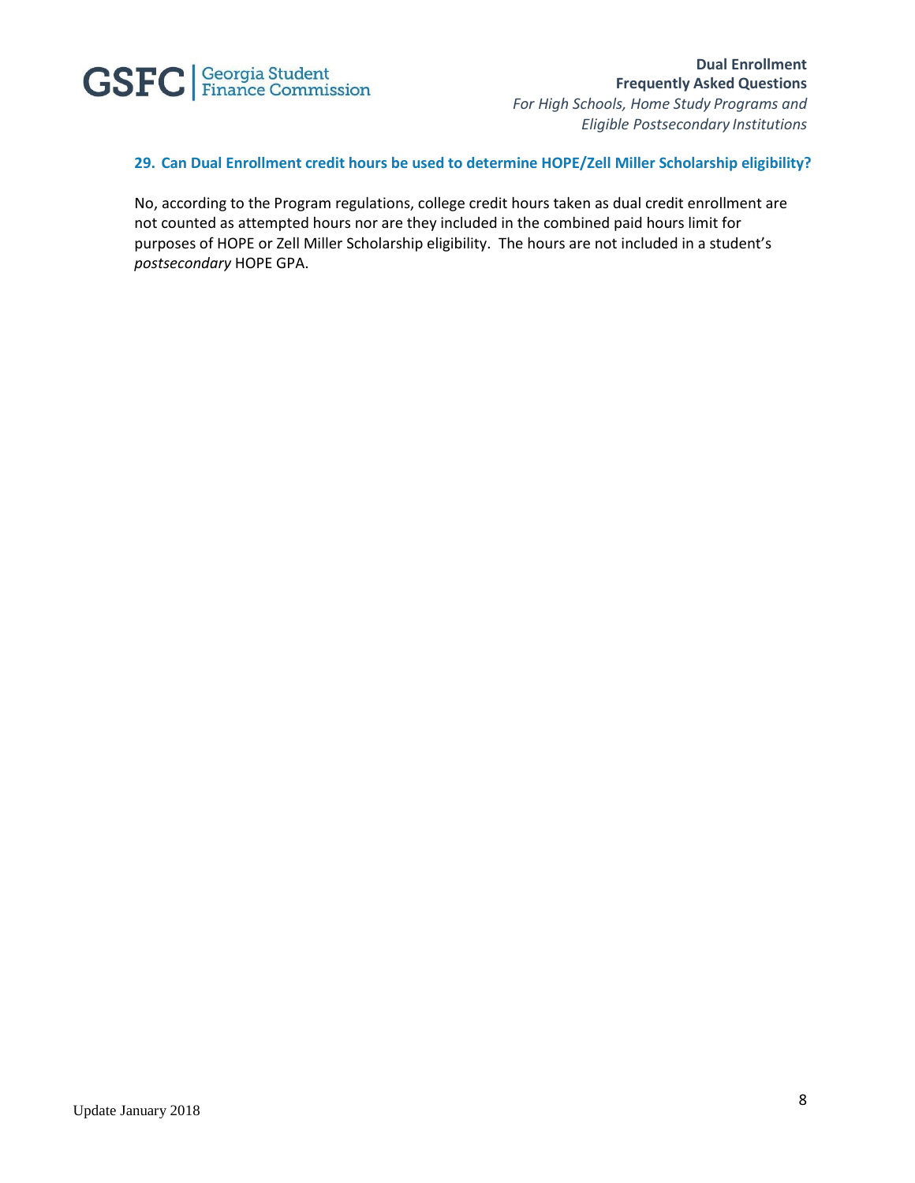### 29. Can Dual Enrollment credit hours be used to determine HOPE/Zell Miller Scholarship eligibility?

No, according to the Program regulations, college credit hours taken as dual credit enrollment are not counted as attempted hours nor are they included in the combined paid hours limit for purposes of HOPE or Zell Miller Scholarship eligibility. The hours are not included in a student's *postsecondary* HOPE GPA.